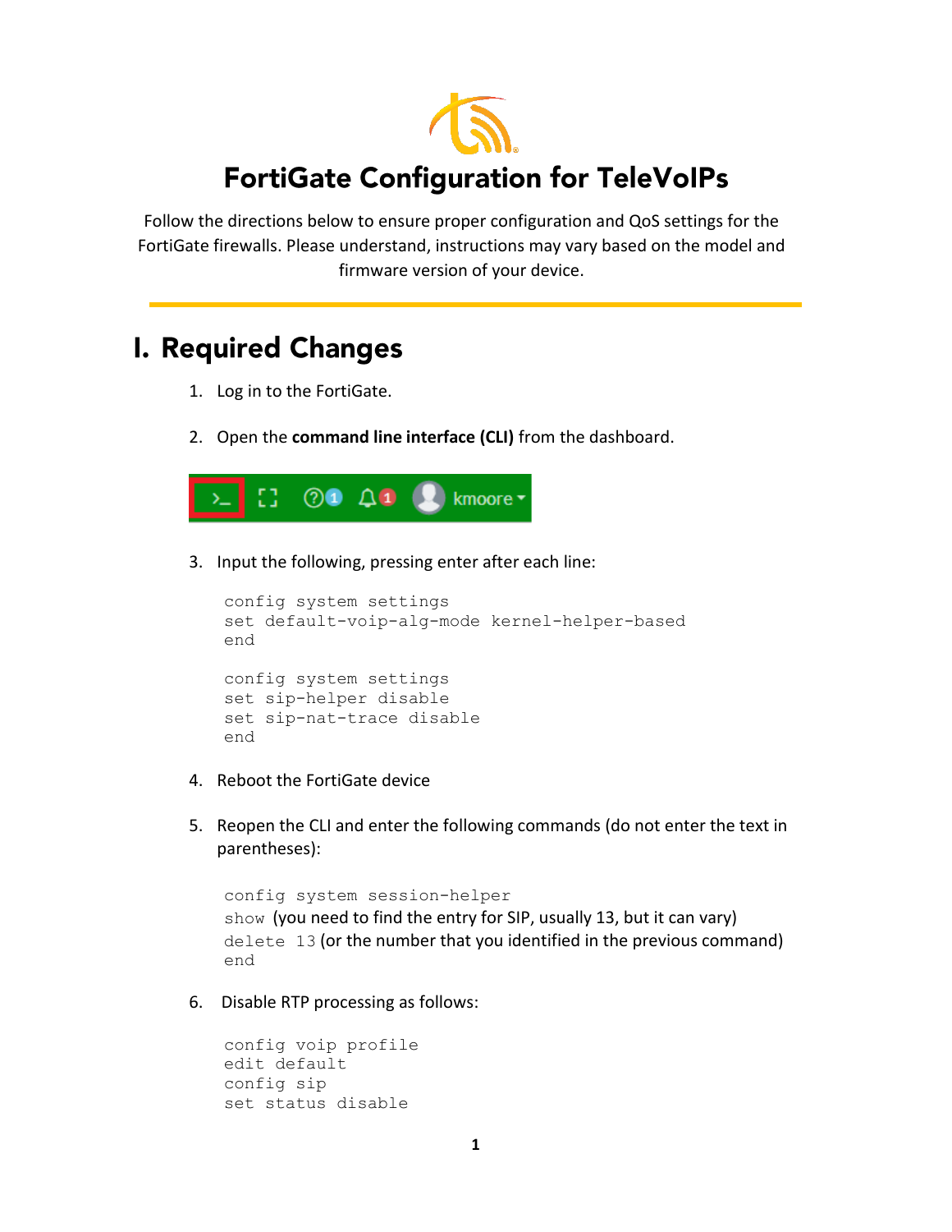# FortiGate Configuration for TeleVoIPs

Follow the directions below to ensure proper configuration and QoS settings for the FortiGate firewalls. Please understand, instructions may vary based on the model and firmware version of your device.

## I. Required Changes

1. Log in to the FortiGate.

2. Open the **command line interface (CLI)** from the dashboard.

3. Input the following, pressing enter after each line:

```
config system settings
set default-voip-alg-mode kernel-helper-based
end

config system settings
set sip-helper disable
set sip-nat-trace disable
end
```

4. Reboot the FortiGate device

5. Reopen the CLI and enter the following commands (do not enter the text in parentheses):

```
config system session-helper
show (you need to find the entry for SIP, usually 13, but it can vary)
delete 13 (or the number that you identified in the previous command)
end
```

6. Disable RTP processing as follows:

```
config voip profile
edit default
config sip
set status disable
```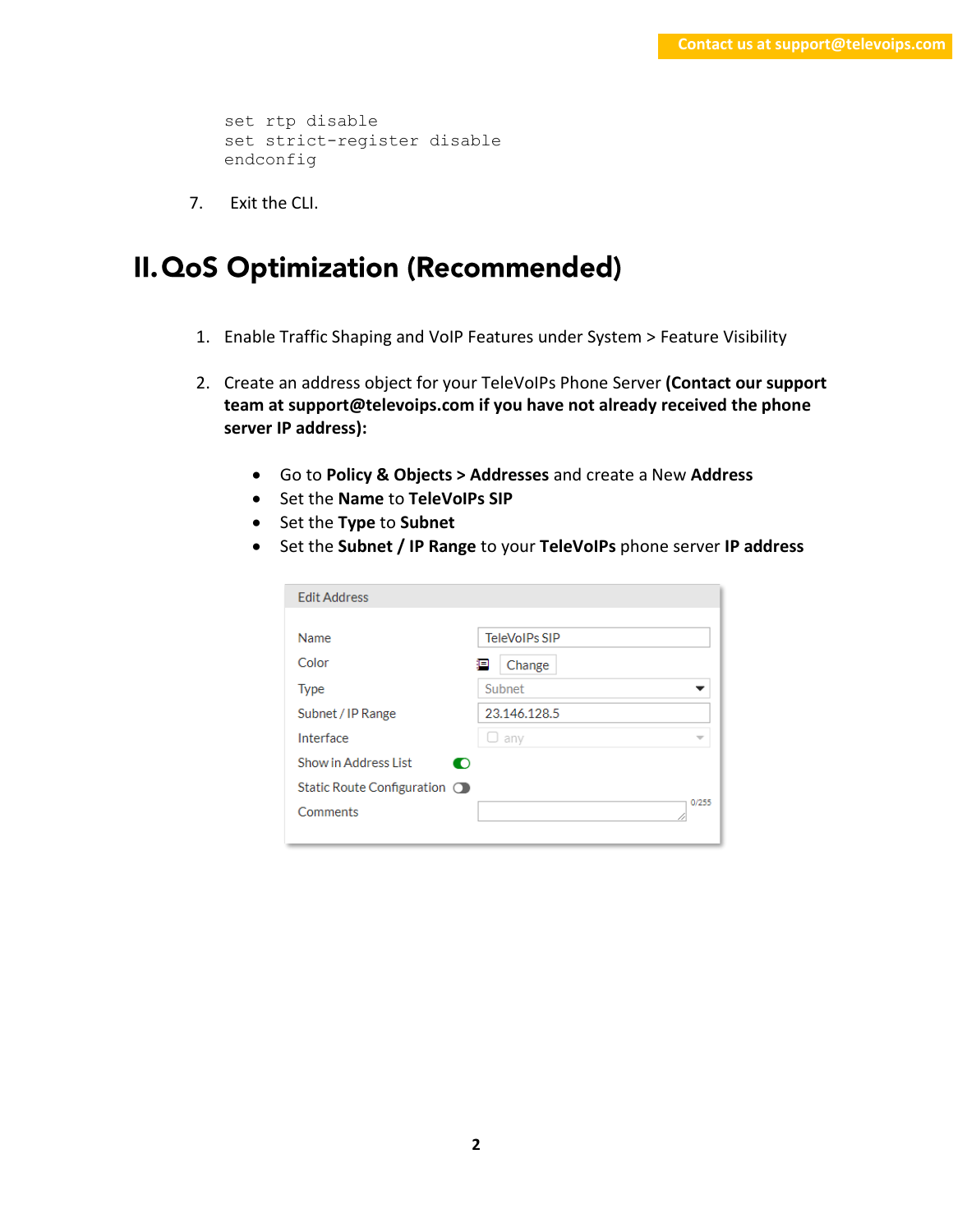```
set rtp disable
set strict-register disable
endconfig
```

7. Exit the CLI.

# II. QoS Optimization (Recommended)

1. Enable Traffic Shaping and VoIP Features under System > Feature Visibility

2. Create an address object for your TeleVoIPs Phone Server **(Contact our support team at support@televoips.com if you have not already received the phone server IP address):**

    - Go to **Policy & Objects > Addresses** and create a New **Address**
    - Set the **Name** to **TeleVoIPs SIP**
    - Set the **Type** to **Subnet**
    - Set the **Subnet / IP Range** to your **TeleVoIPs** phone server **IP address**

**Edit Address**

| Field | Value |
|---|---|
| Name | TeleVoIPs SIP |
| Color | Change |
| Type | Subnet |
| Subnet / IP Range | 23.146.128.5 |
| Interface | any |
| Show in Address List | (enabled) |
| Static Route Configuration | (disabled) |
| Comments | 0/255 |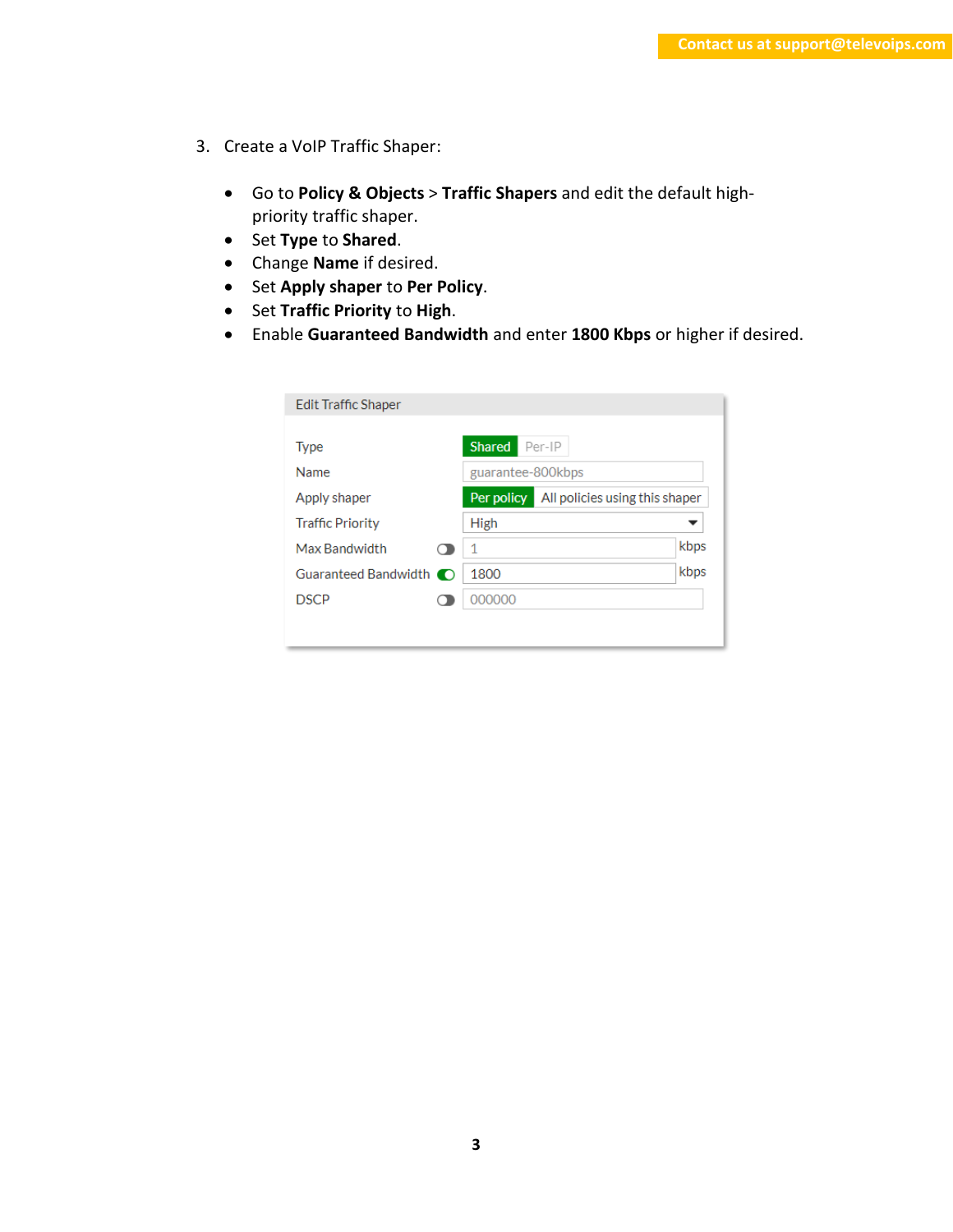3. Create a VoIP Traffic Shaper:

   - Go to **Policy & Objects** > **Traffic Shapers** and edit the default high-priority traffic shaper.
   - Set **Type** to **Shared**.
   - Change **Name** if desired.
   - Set **Apply shaper** to **Per Policy**.
   - Set **Traffic Priority** to **High**.
   - Enable **Guaranteed Bandwidth** and enter **1800 Kbps** or higher if desired.

Edit Traffic Shaper

| Field | Value |
| --- | --- |
| Type | Shared / Per-IP |
| Name | guarantee-800kbps |
| Apply shaper | Per policy / All policies using this shaper |
| Traffic Priority | High |
| Max Bandwidth | 1 kbps |
| Guaranteed Bandwidth | 1800 kbps |
| DSCP | 000000 |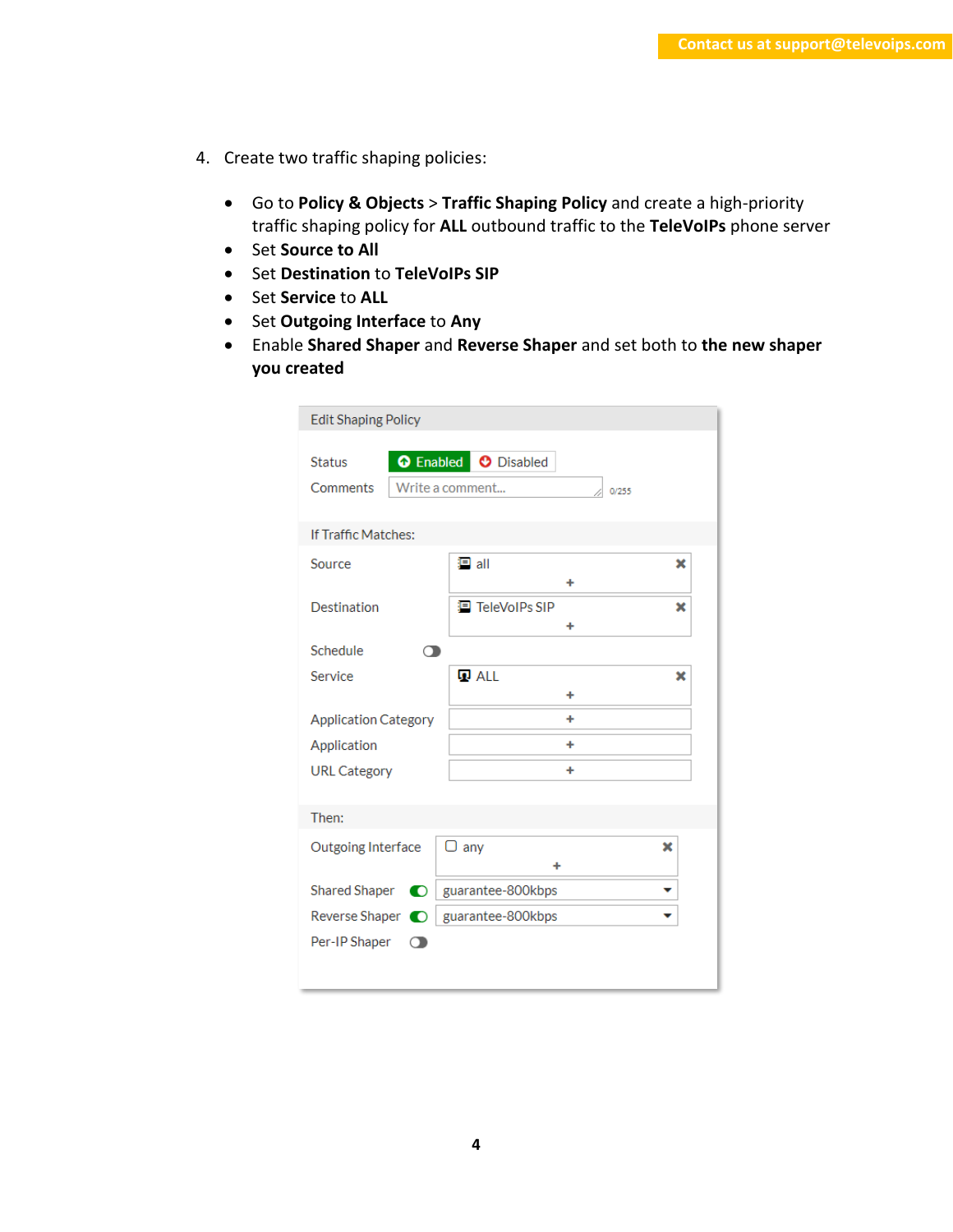4. Create two traffic shaping policies:

    - Go to **Policy & Objects** > **Traffic Shaping Policy** and create a high-priority traffic shaping policy for **ALL** outbound traffic to the **TeleVoIPs** phone server
    - Set **Source to All**
    - Set **Destination** to **TeleVoIPs SIP**
    - Set **Service** to **ALL**
    - Set **Outgoing Interface** to **Any**
    - Enable **Shared Shaper** and **Reverse Shaper** and set both to **the new shaper you created**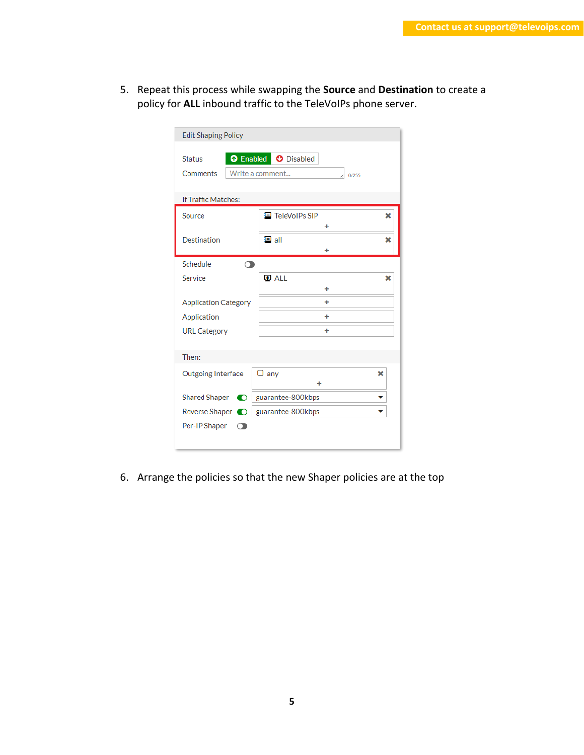5. Repeat this process while swapping the **Source** and **Destination** to create a policy for **ALL** inbound traffic to the TeleVoIPs phone server.

6. Arrange the policies so that the new Shaper policies are at the top